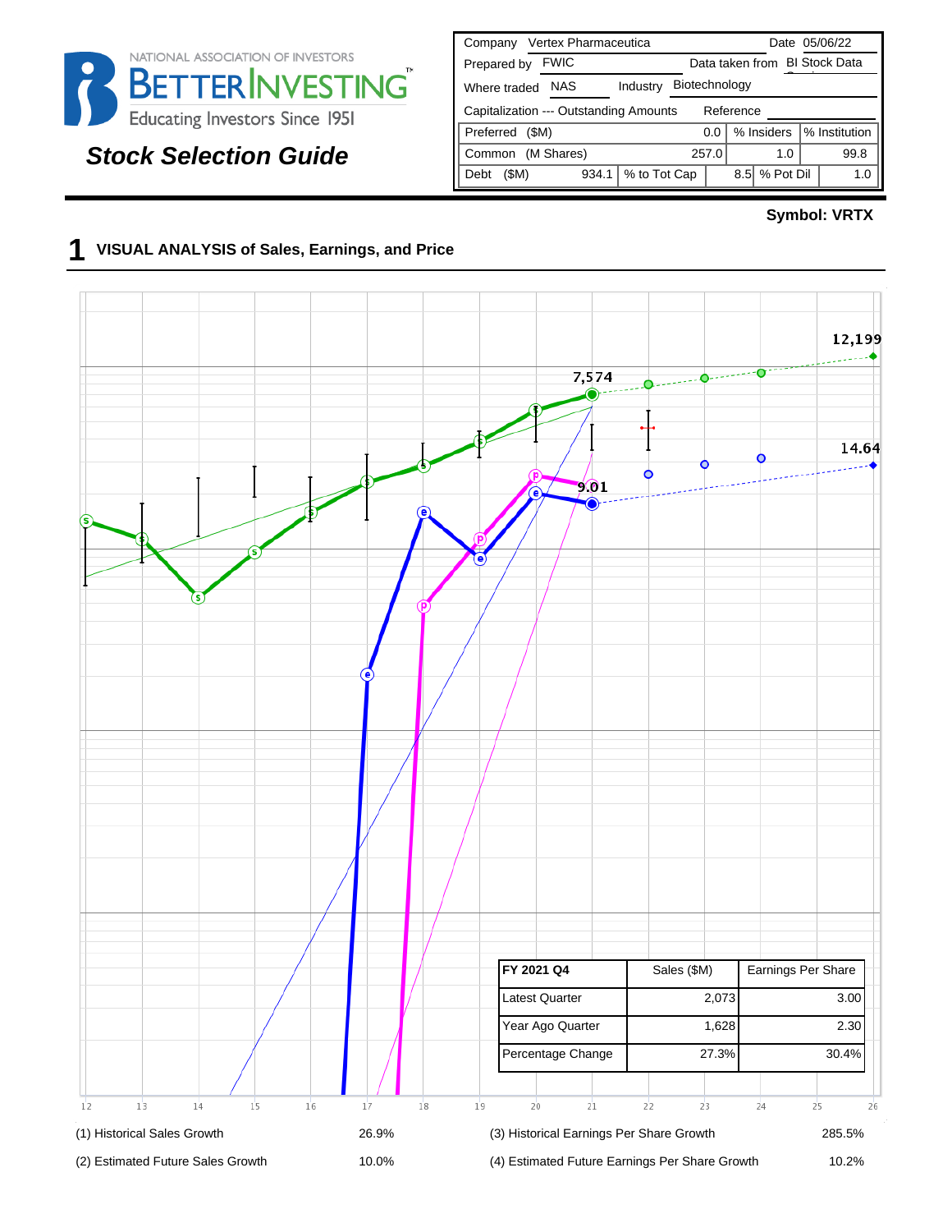NATIONAL ASSOCIATION OF INVESTORS
BETTERINVESTING
Educating Investors Since 1951

# Stock Selection Guide

| Company | Vertex Pharmaceutica | | | Date | 05/06/22 |
|---|---|---|---|---|---|
| Prepared by | FWIC | | Data taken from | BI Stock Data | |
| Where traded | NAS | Industry | Biotechnology | | |
| Capitalization --- Outstanding Amounts | | | Reference | | |
| Preferred ($M) | | 0.0 | % Insiders | % Institution | |
| Common (M Shares) | | 257.0 | 1.0 | 99.8 | |
| Debt ($M) | 934.1 | % to Tot Cap | 8.5 | % Pot Dil | 1.0 |

**Symbol: VRTX**

## 1 VISUAL ANALYSIS of Sales, Earnings, and Price

7,574

12,199

9.01

14.64

12 13 14 15 16 17 18 19 20 21 22 23 24 25 26

| FY 2021 Q4 | Sales ($M) | Earnings Per Share |
|---|---|---|
| Latest Quarter | 2,073 | 3.00 |
| Year Ago Quarter | 1,628 | 2.30 |
| Percentage Change | 27.3% | 30.4% |

| | | | |
|---|---|---|---|
| (1) Historical Sales Growth | 26.9% | (3) Historical Earnings Per Share Growth | 285.5% |
| (2) Estimated Future Sales Growth | 10.0% | (4) Estimated Future Earnings Per Share Growth | 10.2% |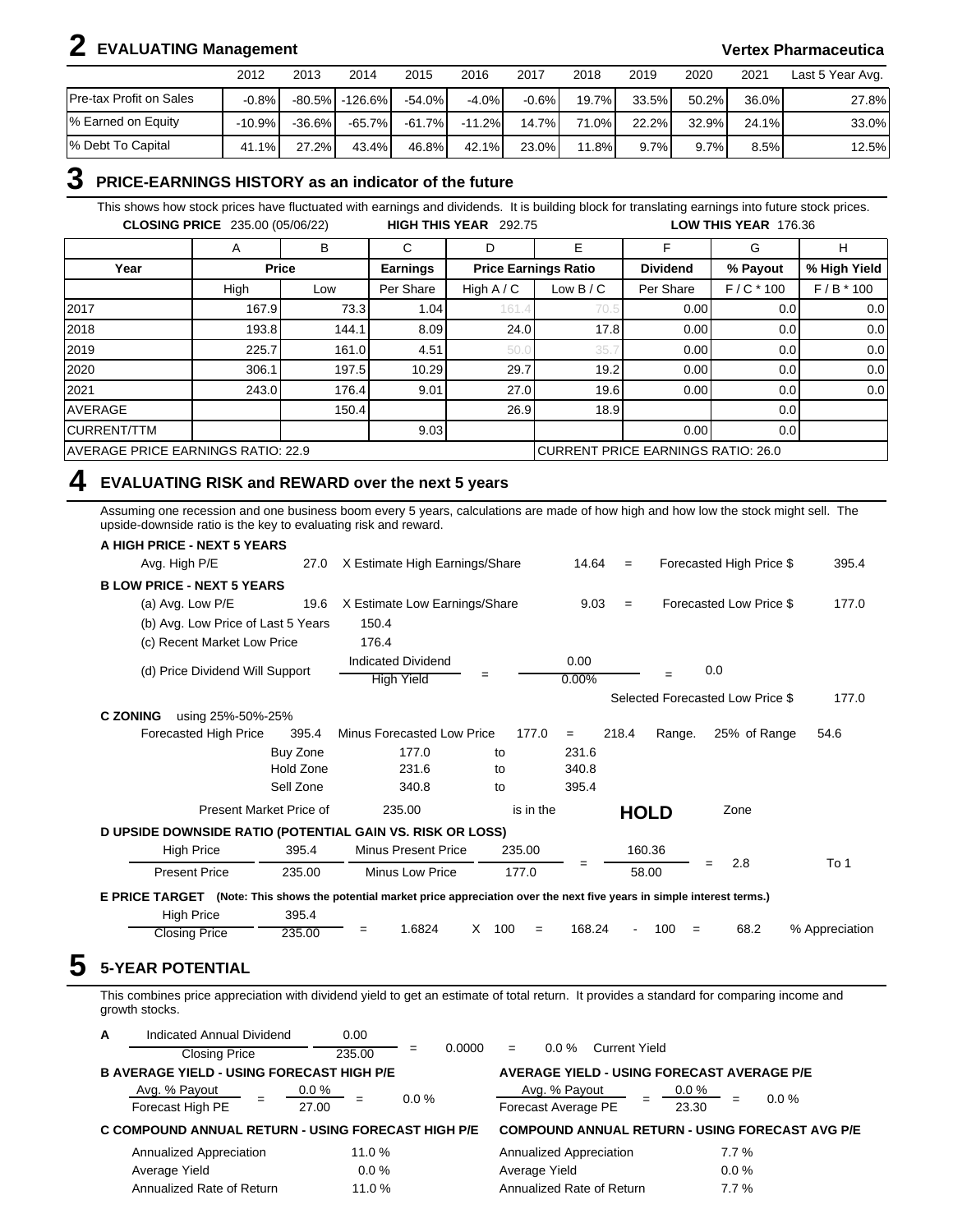## 2 EVALUATING Management

**Vertex Pharmaceutica**

| | 2012 | 2013 | 2014 | 2015 | 2016 | 2017 | 2018 | 2019 | 2020 | 2021 | Last 5 Year Avg. |
|---|---|---|---|---|---|---|---|---|---|---|---|
| Pre-tax Profit on Sales | -0.8% | -80.5% | -126.6% | -54.0% | -4.0% | -0.6% | 19.7% | 33.5% | 50.2% | 36.0% | 27.8% |
| % Earned on Equity | -10.9% | -36.6% | -65.7% | -61.7% | -11.2% | 14.7% | 71.0% | 22.2% | 32.9% | 24.1% | 33.0% |
| % Debt To Capital | 41.1% | 27.2% | 43.4% | 46.8% | 42.1% | 23.0% | 11.8% | 9.7% | 9.7% | 8.5% | 12.5% |

## 3 PRICE-EARNINGS HISTORY as an indicator of the future

This shows how stock prices have fluctuated with earnings and dividends. It is building block for translating earnings into future stock prices.

**CLOSING PRICE** 235.00 (05/06/22) **HIGH THIS YEAR** 292.75 **LOW THIS YEAR** 176.36

| | A | B | C | D | E | F | G | H |
|---|---|---|---|---|---|---|---|---|
| **Year** | **Price** | | **Earnings** | **Price Earnings Ratio** | | **Dividend** | **% Payout** | **% High Yield** |
| | High | Low | Per Share | High A / C | Low B / C | Per Share | F / C * 100 | F / B * 100 |
| 2017 | 167.9 | 73.3 | 1.04 | 161.4 | 70.5 | 0.00 | 0.0 | 0.0 |
| 2018 | 193.8 | 144.1 | 8.09 | 24.0 | 17.8 | 0.00 | 0.0 | 0.0 |
| 2019 | 225.7 | 161.0 | 4.51 | 50.0 | 35.7 | 0.00 | 0.0 | 0.0 |
| 2020 | 306.1 | 197.5 | 10.29 | 29.7 | 19.2 | 0.00 | 0.0 | 0.0 |
| 2021 | 243.0 | 176.4 | 9.01 | 27.0 | 19.6 | 0.00 | 0.0 | 0.0 |
| AVERAGE | | 150.4 | | 26.9 | 18.9 | | 0.0 | |
| CURRENT/TTM | | | 9.03 | | | 0.00 | 0.0 | |
| AVERAGE PRICE EARNINGS RATIO: 22.9 | | | | | CURRENT PRICE EARNINGS RATIO: 26.0 | | | |

## 4 EVALUATING RISK and REWARD over the next 5 years

Assuming one recession and one business boom every 5 years, calculations are made of how high and how low the stock might sell. The upside-downside ratio is the key to evaluating risk and reward.

**A HIGH PRICE - NEXT 5 YEARS**

Avg. High P/E 27.0 X Estimate High Earnings/Share 14.64 = Forecasted High Price $ 395.4

**B LOW PRICE - NEXT 5 YEARS**

(a) Avg. Low P/E 19.6 X Estimate Low Earnings/Share 9.03 = Forecasted Low Price $ 177.0

(b) Avg. Low Price of Last 5 Years 150.4

(c) Recent Market Low Price 176.4

(d) Price Dividend Will Support: Indicated Dividend / High Yield = 0.00 / 0.00% = 0.0

Selected Forecasted Low Price $ 177.0

**C ZONING** using 25%-50%-25%

Forecasted High Price 395.4 Minus Forecasted Low Price 177.0 = 218.4 Range. 25% of Range 54.6

| Zone | From | | To |
|---|---|---|---|
| Buy Zone | 177.0 | to | 231.6 |
| Hold Zone | 231.6 | to | 340.8 |
| Sell Zone | 340.8 | to | 395.4 |

Present Market Price of 235.00 is in the **HOLD** Zone

**D UPSIDE DOWNSIDE RATIO (POTENTIAL GAIN VS. RISK OR LOSS)**

(High Price 395.4 Minus Present Price 235.00) / (Present Price 235.00 Minus Low Price 177.0) = 160.36 / 58.00 = 2.8 To 1

**E PRICE TARGET** **(Note: This shows the potential market price appreciation over the next five years in simple interest terms.)**

High Price 395.4 / Closing Price 235.00 = 1.6824 X 100 = 168.24 - 100 = 68.2 % Appreciation

## 5 5-YEAR POTENTIAL

This combines price appreciation with dividend yield to get an estimate of total return. It provides a standard for comparing income and growth stocks.

**A** Indicated Annual Dividend 0.00 / Closing Price 235.00 = 0.0000 = 0.0 % Current Yield

**B AVERAGE YIELD - USING FORECAST HIGH P/E**

Avg. % Payout / Forecast High PE = 0.0 % / 27.00 = 0.0 %

**AVERAGE YIELD - USING FORECAST AVERAGE P/E**

Avg. % Payout / Forecast Average PE = 0.0 % / 23.30 = 0.0 %

**C COMPOUND ANNUAL RETURN - USING FORECAST HIGH P/E**

| | |
|---|---|
| Annualized Appreciation | 11.0 % |
| Average Yield | 0.0 % |
| Annualized Rate of Return | 11.0 % |

**COMPOUND ANNUAL RETURN - USING FORECAST AVG P/E**

| | |
|---|---|
| Annualized Appreciation | 7.7 % |
| Average Yield | 0.0 % |
| Annualized Rate of Return | 7.7 % |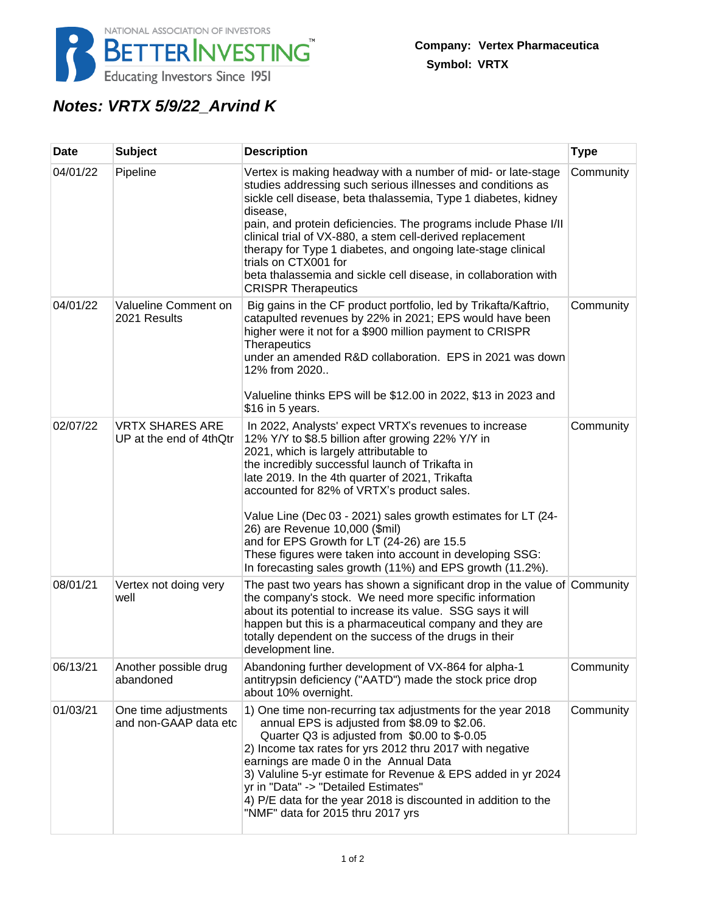NATIONAL ASSOCIATION OF INVESTORS
BETTERINVESTING™
Educating Investors Since 1951

**Company: Vertex Pharmaceutica**
**Symbol: VRTX**

## *Notes: VRTX 5/9/22_Arvind K*

| Date | Subject | Description | Type |
|---|---|---|---|
| 04/01/22 | Pipeline | Vertex is making headway with a number of mid- or late-stage studies addressing such serious illnesses and conditions as sickle cell disease, beta thalassemia, Type 1 diabetes, kidney disease, pain, and protein deficiencies. The programs include Phase I/II clinical trial of VX-880, a stem cell-derived replacement therapy for Type 1 diabetes, and ongoing late-stage clinical trials on CTX001 for beta thalassemia and sickle cell disease, in collaboration with CRISPR Therapeutics | Community |
| 04/01/22 | Valueline Comment on 2021 Results | Big gains in the CF product portfolio, led by Trikafta/Kaftrio, catapulted revenues by 22% in 2021; EPS would have been higher were it not for a $900 million payment to CRISPR Therapeutics under an amended R&D collaboration. EPS in 2021 was down 12% from 2020..<br><br>Valueline thinks EPS will be $12.00 in 2022, $13 in 2023 and $16 in 5 years. | Community |
| 02/07/22 | VRTX SHARES ARE UP at the end of 4thQtr | In 2022, Analysts' expect VRTX's revenues to increase 12% Y/Y to $8.5 billion after growing 22% Y/Y in 2021, which is largely attributable to the incredibly successful launch of Trikafta in late 2019. In the 4th quarter of 2021, Trikafta accounted for 82% of VRTX's product sales.<br><br>Value Line (Dec 03 - 2021) sales growth estimates for LT (24-26) are Revenue 10,000 ($mil) and for EPS Growth for LT (24-26) are 15.5 These figures were taken into account in developing SSG: In forecasting sales growth (11%) and EPS growth (11.2%). | Community |
| 08/01/21 | Vertex not doing very well | The past two years has shown a significant drop in the value of the company's stock. We need more specific information about its potential to increase its value. SSG says it will happen but this is a pharmaceutical company and they are totally dependent on the success of the drugs in their development line. | Community |
| 06/13/21 | Another possible drug abandoned | Abandoning further development of VX-864 for alpha-1 antitrypsin deficiency ("AATD") made the stock price drop about 10% overnight. | Community |
| 01/03/21 | One time adjustments and non-GAAP data etc | 1) One time non-recurring tax adjustments for the year 2018 annual EPS is adjusted from $8.09 to $2.06. Quarter Q3 is adjusted from $0.00 to $-0.05<br>2) Income tax rates for yrs 2012 thru 2017 with negative earnings are made 0 in the Annual Data<br>3) Valuline 5-yr estimate for Revenue & EPS added in yr 2024 yr in "Data" -> "Detailed Estimates"<br>4) P/E data for the year 2018 is discounted in addition to the "NMF" data for 2015 thru 2017 yrs | Community |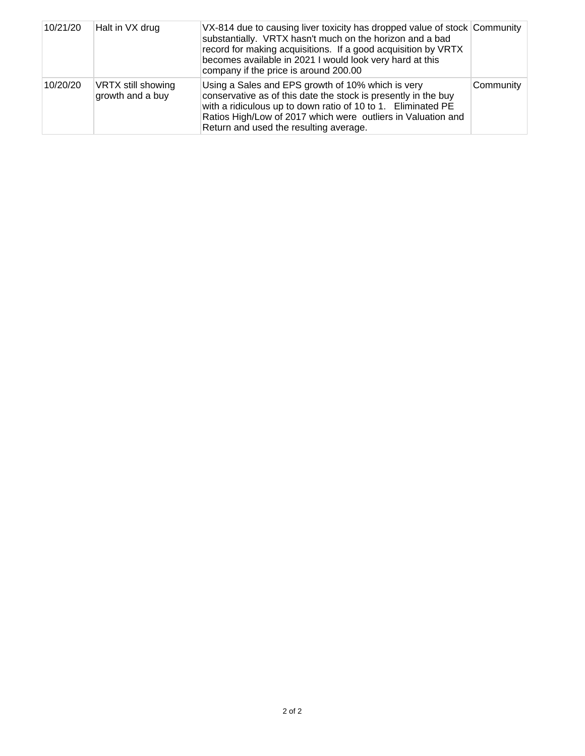| | | | |
|---|---|---|---|
| 10/21/20 | Halt in VX drug | VX-814 due to causing liver toxicity has dropped value of stock substantially. VRTX hasn't much on the horizon and a bad record for making acquisitions. If a good acquisition by VRTX becomes available in 2021 I would look very hard at this company if the price is around 200.00 | Community |
| 10/20/20 | VRTX still showing growth and a buy | Using a Sales and EPS growth of 10% which is very conservative as of this date the stock is presently in the buy with a ridiculous up to down ratio of 10 to 1. Eliminated PE Ratios High/Low of 2017 which were outliers in Valuation and Return and used the resulting average. | Community |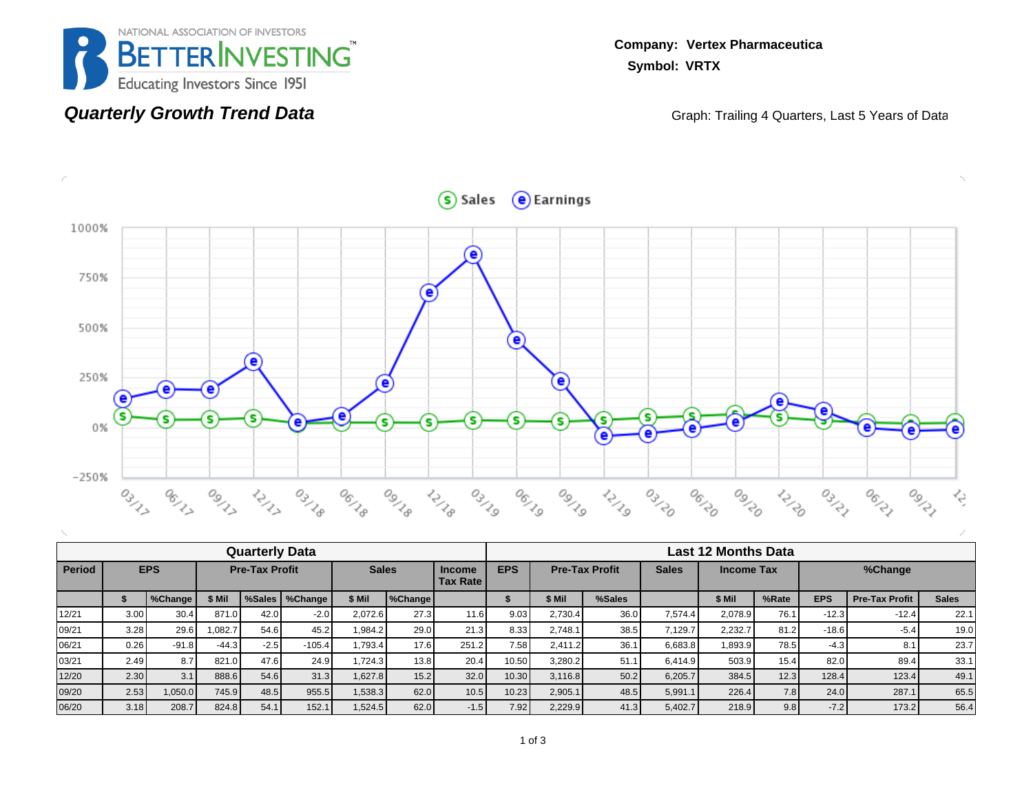NATIONAL ASSOCIATION OF INVESTORS
BETTERINVESTING™
Educating Investors Since 1951

**Company: Vertex Pharmaceutica**
**Symbol: VRTX**

## *Quarterly Growth Trend Data*

Graph: Trailing 4 Quarters, Last 5 Years of Data

| Quarterly Data | | | | | | | | | | Last 12 Months Data | | | | | | | | | |
|---|---|---|---|---|---|---|---|---|---|---|---|---|---|---|---|---|---|---|---|
| **Period** | **EPS** | | **Pre-Tax Profit** | | | **Sales** | | **Income Tax Rate** | | **EPS** | **Pre-Tax Profit** | | **Sales** | **Income Tax** | | **%Change** | | |
| | **$** | **%Change** | **$ Mil** | **%Sales** | **%Change** | **$ Mil** | **%Change** | | | **$** | **$ Mil** | **%Sales** | | **$ Mil** | **%Rate** | **EPS** | **Pre-Tax Profit** | **Sales** |
| 12/21 | 3.00 | 30.4 | 871.0 | 42.0 | -2.0 | 2,072.6 | 27.3 | 11.6 | | 9.03 | 2,730.4 | 36.0 | 7,574.4 | 2,078.9 | 76.1 | -12.3 | -12.4 | 22.1 |
| 09/21 | 3.28 | 29.6 | 1,082.7 | 54.6 | 45.2 | 1,984.2 | 29.0 | 21.3 | | 8.33 | 2,748.1 | 38.5 | 7,129.7 | 2,232.7 | 81.2 | -18.6 | -5.4 | 19.0 |
| 06/21 | 0.26 | -91.8 | -44.3 | -2.5 | -105.4 | 1,793.4 | 17.6 | 251.2 | | 7.58 | 2,411.2 | 36.1 | 6,683.8 | 1,893.9 | 78.5 | -4.3 | 8.1 | 23.7 |
| 03/21 | 2.49 | 8.7 | 821.0 | 47.6 | 24.9 | 1,724.3 | 13.8 | 20.4 | | 10.50 | 3,280.2 | 51.1 | 6,414.9 | 503.9 | 15.4 | 82.0 | 89.4 | 33.1 |
| 12/20 | 2.30 | 3.1 | 888.6 | 54.6 | 31.3 | 1,627.8 | 15.2 | 32.0 | | 10.30 | 3,116.8 | 50.2 | 6,205.7 | 384.5 | 12.3 | 128.4 | 123.4 | 49.1 |
| 09/20 | 2.53 | 1,050.0 | 745.9 | 48.5 | 955.5 | 1,538.3 | 62.0 | 10.5 | | 10.23 | 2,905.1 | 48.5 | 5,991.1 | 226.4 | 7.8 | 24.0 | 287.1 | 65.5 |
| 06/20 | 3.18 | 208.7 | 824.8 | 54.1 | 152.1 | 1,524.5 | 62.0 | -1.5 | | 7.92 | 2,229.9 | 41.3 | 5,402.7 | 218.9 | 9.8 | -7.2 | 173.2 | 56.4 |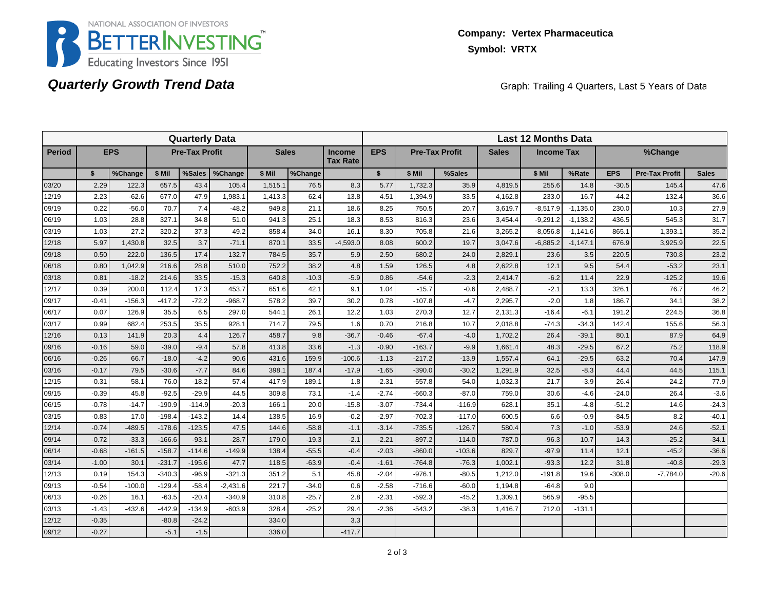NATIONAL ASSOCIATION OF INVESTORS
BETTERINVESTING™
Educating Investors Since 1951

**Company: Vertex Pharmaceutica**
**Symbol: VRTX**

## *Quarterly Growth Trend Data*

Graph: Trailing 4 Quarters, Last 5 Years of Data

| Quarterly Data | | | | | | | | | Last 12 Months Data | | | | | | | | | |
|---|---|---|---|---|---|---|---|---|---|---|---|---|---|---|---|---|---|---|
| **Period** | **EPS** | | **Pre-Tax Profit** | | | **Sales** | | **Income Tax Rate** | **EPS** | **Pre-Tax Profit** | | **Sales** | **Income Tax** | | **%Change** | | |
| | **$** | **%Change** | **$ Mil** | **%Sales** | **%Change** | **$ Mil** | **%Change** | | **$** | **$ Mil** | **%Sales** | | **$ Mil** | **%Rate** | **EPS** | **Pre-Tax Profit** | **Sales** |
| 03/20 | 2.29 | 122.3 | 657.5 | 43.4 | 105.4 | 1,515.1 | 76.5 | 8.3 | 5.77 | 1,732.3 | 35.9 | 4,819.5 | 255.6 | 14.8 | -30.5 | 145.4 | 47.6 |
| 12/19 | 2.23 | -62.6 | 677.0 | 47.9 | 1,983.1 | 1,413.3 | 62.4 | 13.8 | 4.51 | 1,394.9 | 33.5 | 4,162.8 | 233.0 | 16.7 | -44.2 | 132.4 | 36.6 |
| 09/19 | 0.22 | -56.0 | 70.7 | 7.4 | -48.2 | 949.8 | 21.1 | 18.6 | 8.25 | 750.5 | 20.7 | 3,619.7 | -8,517.9 | -1,135.0 | 230.0 | 10.3 | 27.9 |
| 06/19 | 1.03 | 28.8 | 327.1 | 34.8 | 51.0 | 941.3 | 25.1 | 18.3 | 8.53 | 816.3 | 23.6 | 3,454.4 | -9,291.2 | -1,138.2 | 436.5 | 545.3 | 31.7 |
| 03/19 | 1.03 | 27.2 | 320.2 | 37.3 | 49.2 | 858.4 | 34.0 | 16.1 | 8.30 | 705.8 | 21.6 | 3,265.2 | -8,056.8 | -1,141.6 | 865.1 | 1,393.1 | 35.2 |
| 12/18 | 5.97 | 1,430.8 | 32.5 | 3.7 | -71.1 | 870.1 | 33.5 | -4,593.0 | 8.08 | 600.2 | 19.7 | 3,047.6 | -6,885.2 | -1,147.1 | 676.9 | 3,925.9 | 22.5 |
| 09/18 | 0.50 | 222.0 | 136.5 | 17.4 | 132.7 | 784.5 | 35.7 | 5.9 | 2.50 | 680.2 | 24.0 | 2,829.1 | 23.6 | 3.5 | 220.5 | 730.8 | 23.2 |
| 06/18 | 0.80 | 1,042.9 | 216.6 | 28.8 | 510.0 | 752.2 | 38.2 | 4.8 | 1.59 | 126.5 | 4.8 | 2,622.8 | 12.1 | 9.5 | 54.4 | -53.2 | 23.1 |
| 03/18 | 0.81 | -18.2 | 214.6 | 33.5 | -15.3 | 640.8 | -10.3 | -5.9 | 0.86 | -54.6 | -2.3 | 2,414.7 | -6.2 | 11.4 | 22.9 | -125.2 | 19.6 |
| 12/17 | 0.39 | 200.0 | 112.4 | 17.3 | 453.7 | 651.6 | 42.1 | 9.1 | 1.04 | -15.7 | -0.6 | 2,488.7 | -2.1 | 13.3 | 326.1 | 76.7 | 46.2 |
| 09/17 | -0.41 | -156.3 | -417.2 | -72.2 | -968.7 | 578.2 | 39.7 | 30.2 | 0.78 | -107.8 | -4.7 | 2,295.7 | -2.0 | 1.8 | 186.7 | 34.1 | 38.2 |
| 06/17 | 0.07 | 126.9 | 35.5 | 6.5 | 297.0 | 544.1 | 26.1 | 12.2 | 1.03 | 270.3 | 12.7 | 2,131.3 | -16.4 | -6.1 | 191.2 | 224.5 | 36.8 |
| 03/17 | 0.99 | 682.4 | 253.5 | 35.5 | 928.1 | 714.7 | 79.5 | 1.6 | 0.70 | 216.8 | 10.7 | 2,018.8 | -74.3 | -34.3 | 142.4 | 155.6 | 56.3 |
| 12/16 | 0.13 | 141.9 | 20.3 | 4.4 | 126.7 | 458.7 | 9.8 | -36.7 | -0.46 | -67.4 | -4.0 | 1,702.2 | 26.4 | -39.1 | 80.1 | 87.9 | 64.9 |
| 09/16 | -0.16 | 59.0 | -39.0 | -9.4 | 57.8 | 413.8 | 33.6 | -1.3 | -0.90 | -163.7 | -9.9 | 1,661.4 | 48.3 | -29.5 | 67.2 | 75.2 | 118.9 |
| 06/16 | -0.26 | 66.7 | -18.0 | -4.2 | 90.6 | 431.6 | 159.9 | -100.6 | -1.13 | -217.2 | -13.9 | 1,557.4 | 64.1 | -29.5 | 63.2 | 70.4 | 147.9 |
| 03/16 | -0.17 | 79.5 | -30.6 | -7.7 | 84.6 | 398.1 | 187.4 | -17.9 | -1.65 | -390.0 | -30.2 | 1,291.9 | 32.5 | -8.3 | 44.4 | 44.5 | 115.1 |
| 12/15 | -0.31 | 58.1 | -76.0 | -18.2 | 57.4 | 417.9 | 189.1 | 1.8 | -2.31 | -557.8 | -54.0 | 1,032.3 | 21.7 | -3.9 | 26.4 | 24.2 | 77.9 |
| 09/15 | -0.39 | 45.8 | -92.5 | -29.9 | 44.5 | 309.8 | 73.1 | -1.4 | -2.74 | -660.3 | -87.0 | 759.0 | 30.6 | -4.6 | -24.0 | 26.4 | -3.6 |
| 06/15 | -0.78 | -14.7 | -190.9 | -114.9 | -20.3 | 166.1 | 20.0 | -15.8 | -3.07 | -734.4 | -116.9 | 628.1 | 35.1 | -4.8 | -51.2 | 14.6 | -24.3 |
| 03/15 | -0.83 | 17.0 | -198.4 | -143.2 | 14.4 | 138.5 | 16.9 | -0.2 | -2.97 | -702.3 | -117.0 | 600.5 | 6.6 | -0.9 | -84.5 | 8.2 | -40.1 |
| 12/14 | -0.74 | -489.5 | -178.6 | -123.5 | 47.5 | 144.6 | -58.8 | -1.1 | -3.14 | -735.5 | -126.7 | 580.4 | 7.3 | -1.0 | -53.9 | 24.6 | -52.1 |
| 09/14 | -0.72 | -33.3 | -166.6 | -93.1 | -28.7 | 179.0 | -19.3 | -2.1 | -2.21 | -897.2 | -114.0 | 787.0 | -96.3 | 10.7 | 14.3 | -25.2 | -34.1 |
| 06/14 | -0.68 | -161.5 | -158.7 | -114.6 | -149.9 | 138.4 | -55.5 | -0.4 | -2.03 | -860.0 | -103.6 | 829.7 | -97.9 | 11.4 | 12.1 | -45.2 | -36.6 |
| 03/14 | -1.00 | 30.1 | -231.7 | -195.6 | 47.7 | 118.5 | -63.9 | -0.4 | -1.61 | -764.8 | -76.3 | 1,002.1 | -93.3 | 12.2 | 31.8 | -40.8 | -29.3 |
| 12/13 | 0.19 | 154.3 | -340.3 | -96.9 | -321.3 | 351.2 | 5.1 | 45.8 | -2.04 | -976.1 | -80.5 | 1,212.0 | -191.8 | 19.6 | -308.0 | -7,784.0 | -20.6 |
| 09/13 | -0.54 | -100.0 | -129.4 | -58.4 | -2,431.6 | 221.7 | -34.0 | 0.6 | -2.58 | -716.6 | -60.0 | 1,194.8 | -64.8 | 9.0 | | | |
| 06/13 | -0.26 | 16.1 | -63.5 | -20.4 | -340.9 | 310.8 | -25.7 | 2.8 | -2.31 | -592.3 | -45.2 | 1,309.1 | 565.9 | -95.5 | | | |
| 03/13 | -1.43 | -432.6 | -442.9 | -134.9 | -603.9 | 328.4 | -25.2 | 29.4 | -2.36 | -543.2 | -38.3 | 1,416.7 | 712.0 | -131.1 | | | |
| 12/12 | -0.35 | | -80.8 | -24.2 | | 334.0 | | 3.3 | | | | | | | | | |
| 09/12 | -0.27 | | -5.1 | -1.5 | | 336.0 | | -417.7 | | | | | | | | | |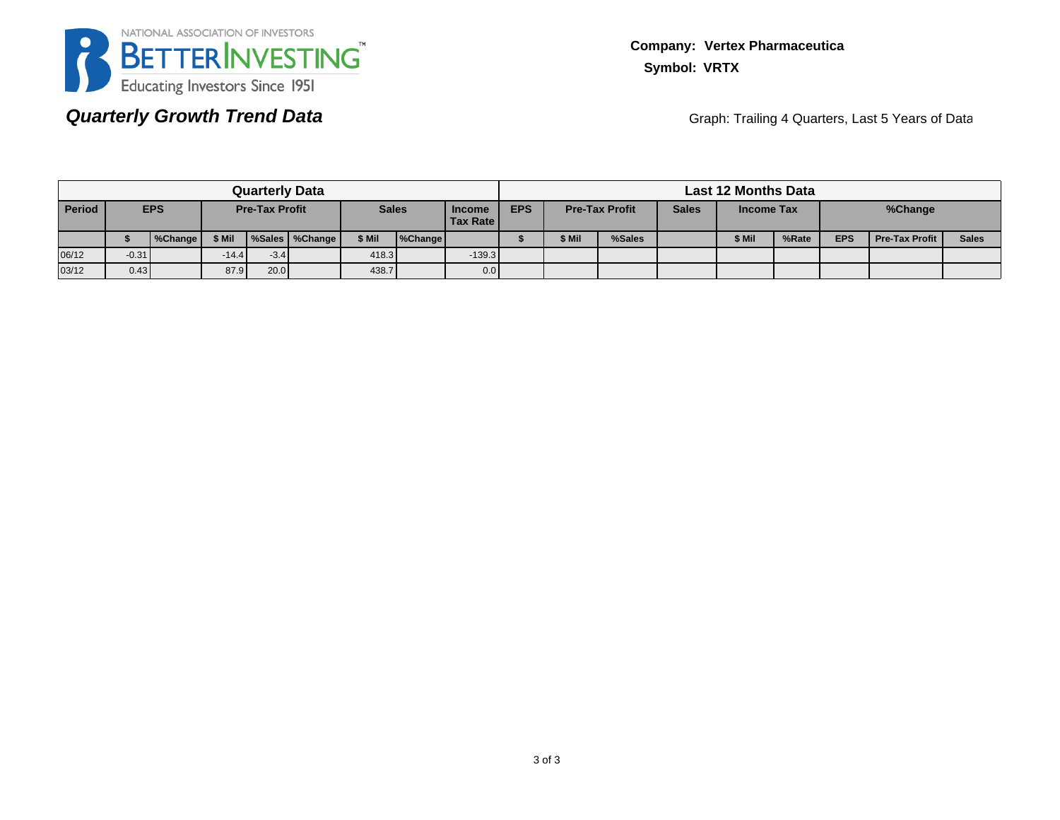**Company: Vertex Pharmaceutica**
**Symbol: VRTX**

## *Quarterly Growth Trend Data*

Graph: Trailing 4 Quarters, Last 5 Years of Data

| Quarterly Data | | | | | | | | | Last 12 Months Data | | | | | | | | |
|---|---|---|---|---|---|---|---|---|---|---|---|---|---|---|---|---|---|
| Period | EPS | | Pre-Tax Profit | | | Sales | | Income Tax Rate | EPS | Pre-Tax Profit | | Sales | Income Tax | | %Change | | |
| | $ | %Change | $ Mil | %Sales | %Change | $ Mil | %Change | | $ | $ Mil | %Sales | | $ Mil | %Rate | EPS | Pre-Tax Profit | Sales |
| 06/12 | -0.31 | | -14.4 | -3.4 | | 418.3 | | -139.3 | | | | | | | | | |
| 03/12 | 0.43 | | 87.9 | 20.0 | | 438.7 | | 0.0 | | | | | | | | | |